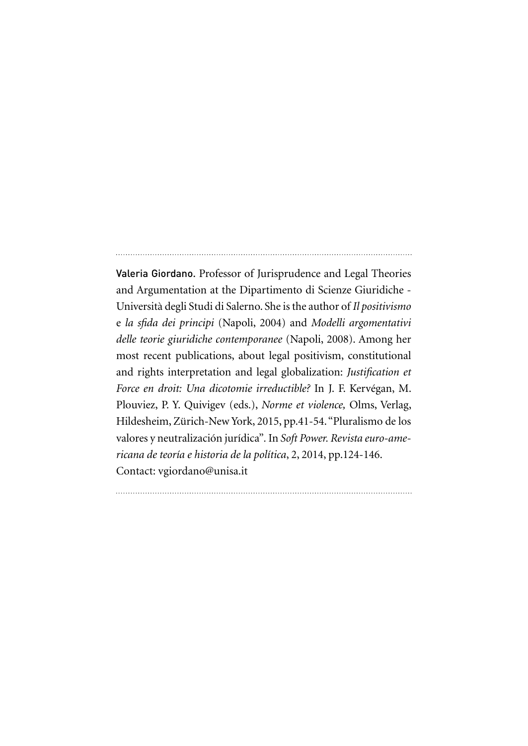---

**Valeria Giordano.** Professor of Jurisprudence and Legal Theories and Argumentation at the Dipartimento di Scienze Giuridiche - Università degli Studi di Salerno. She is the author of *Il positivismo e la sfida dei principi* (Napoli, 2004) and *Modelli argomentativi delle teorie giuridiche contemporanee* (Napoli, 2008). Among her most recent publications, about legal positivism, constitutional and rights interpretation and legal globalization: *Justification et Force en droit: Una dicotomie irreductible?* In J. F. Kervégan, M. Plouviez, P. Y. Quivigev (eds.), *Norme et violence,* Olms, Verlag, Hildesheim, Zürich-New York, 2015, pp.41-54. "Pluralismo de los valores y neutralización jurídica". In *Soft Power. Revista euro-americana de teoría e historia de la política*, 2, 2014, pp.124-146.
Contact: vgiordano@unisa.it

---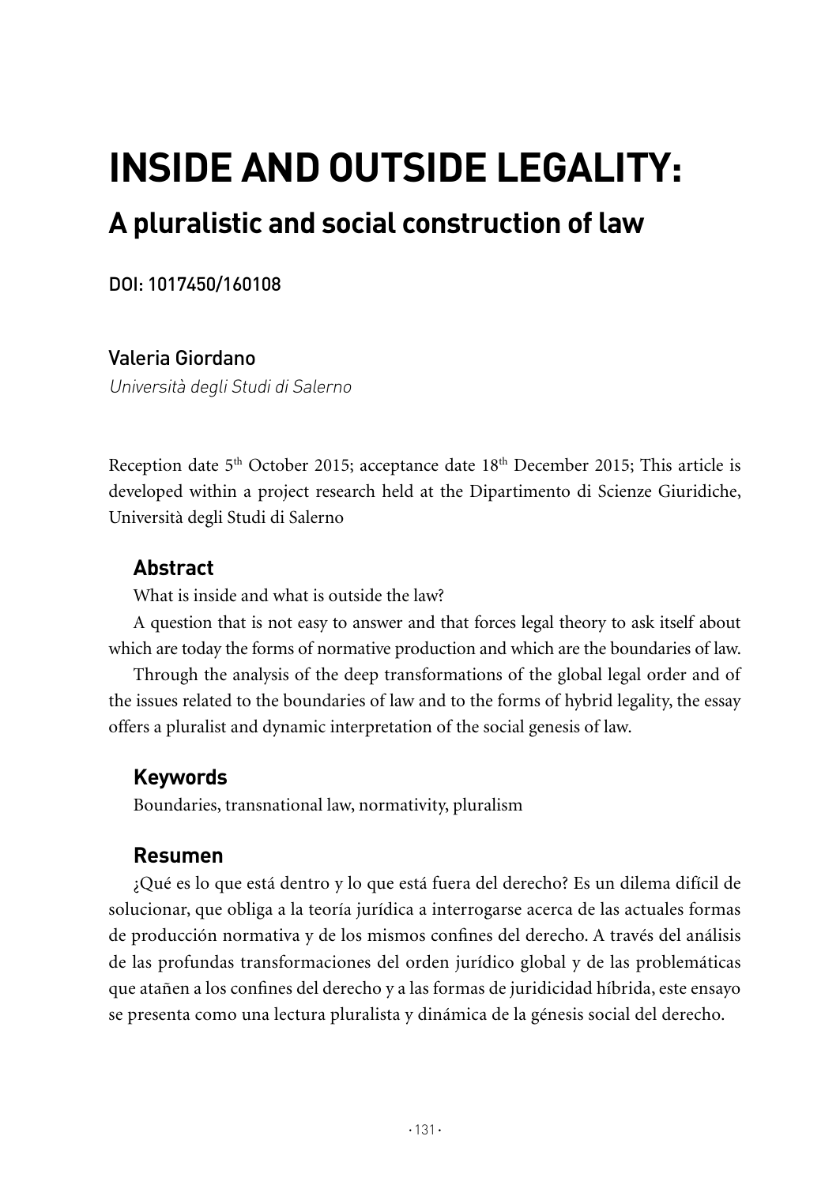# INSIDE AND OUTSIDE LEGALITY:

## A pluralistic and social construction of law

DOI: 1017450/160108

Valeria Giordano

*Università degli Studi di Salerno*

Reception date 5th October 2015; acceptance date 18th December 2015; This article is developed within a project research held at the Dipartimento di Scienze Giuridiche, Università degli Studi di Salerno

### Abstract

What is inside and what is outside the law?

A question that is not easy to answer and that forces legal theory to ask itself about which are today the forms of normative production and which are the boundaries of law.

Through the analysis of the deep transformations of the global legal order and of the issues related to the boundaries of law and to the forms of hybrid legality, the essay offers a pluralist and dynamic interpretation of the social genesis of law.

### Keywords

Boundaries, transnational law, normativity, pluralism

### Resumen

¿Qué es lo que está dentro y lo que está fuera del derecho? Es un dilema difícil de solucionar, que obliga a la teoría jurídica a interrogarse acerca de las actuales formas de producción normativa y de los mismos confines del derecho. A través del análisis de las profundas transformaciones del orden jurídico global y de las problemáticas que atañen a los confines del derecho y a las formas de juridicidad híbrida, este ensayo se presenta como una lectura pluralista y dinámica de la génesis social del derecho.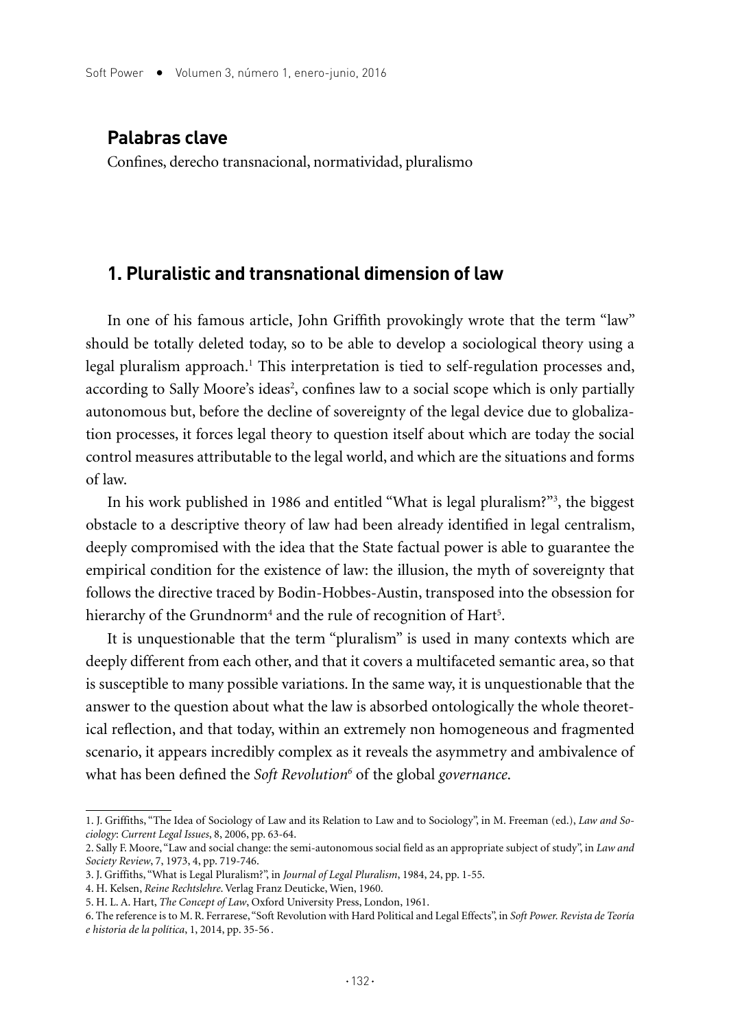## Palabras clave

Confines, derecho transnacional, normatividad, pluralismo

## 1. Pluralistic and transnational dimension of law

In one of his famous article, John Griffith provokingly wrote that the term "law" should be totally deleted today, so to be able to develop a sociological theory using a legal pluralism approach.[1] This interpretation is tied to self-regulation processes and, according to Sally Moore's ideas[2], confines law to a social scope which is only partially autonomous but, before the decline of sovereignty of the legal device due to globalization processes, it forces legal theory to question itself about which are today the social control measures attributable to the legal world, and which are the situations and forms of law.

In his work published in 1986 and entitled "What is legal pluralism?"[3], the biggest obstacle to a descriptive theory of law had been already identified in legal centralism, deeply compromised with the idea that the State factual power is able to guarantee the empirical condition for the existence of law: the illusion, the myth of sovereignty that follows the directive traced by Bodin-Hobbes-Austin, transposed into the obsession for hierarchy of the Grundnorm[4] and the rule of recognition of Hart[5].

It is unquestionable that the term "pluralism" is used in many contexts which are deeply different from each other, and that it covers a multifaceted semantic area, so that is susceptible to many possible variations. In the same way, it is unquestionable that the answer to the question about what the law is absorbed ontologically the whole theoretical reflection, and that today, within an extremely non homogeneous and fragmented scenario, it appears incredibly complex as it reveals the asymmetry and ambivalence of what has been defined the *Soft Revolution*[6] of the global *governance*.

---

1. J. Griffiths, "The Idea of Sociology of Law and its Relation to Law and to Sociology", in M. Freeman (ed.), *Law and Sociology*: *Current Legal Issues*, 8, 2006, pp. 63-64.
2. Sally F. Moore, "Law and social change: the semi-autonomous social field as an appropriate subject of study", in *Law and Society Review*, 7, 1973, 4, pp. 719-746.
3. J. Griffiths, "What is Legal Pluralism?", in *Journal of Legal Pluralism*, 1984, 24, pp. 1-55.
4. H. Kelsen, *Reine Rechtslehre*. Verlag Franz Deuticke, Wien, 1960.
5. H. L. A. Hart, *The Concept of Law*, Oxford University Press, London, 1961.
6. The reference is to M. R. Ferrarese, "Soft Revolution with Hard Political and Legal Effects", in *Soft Power. Revista de Teoría e historia de la política*, 1, 2014, pp. 35-56 .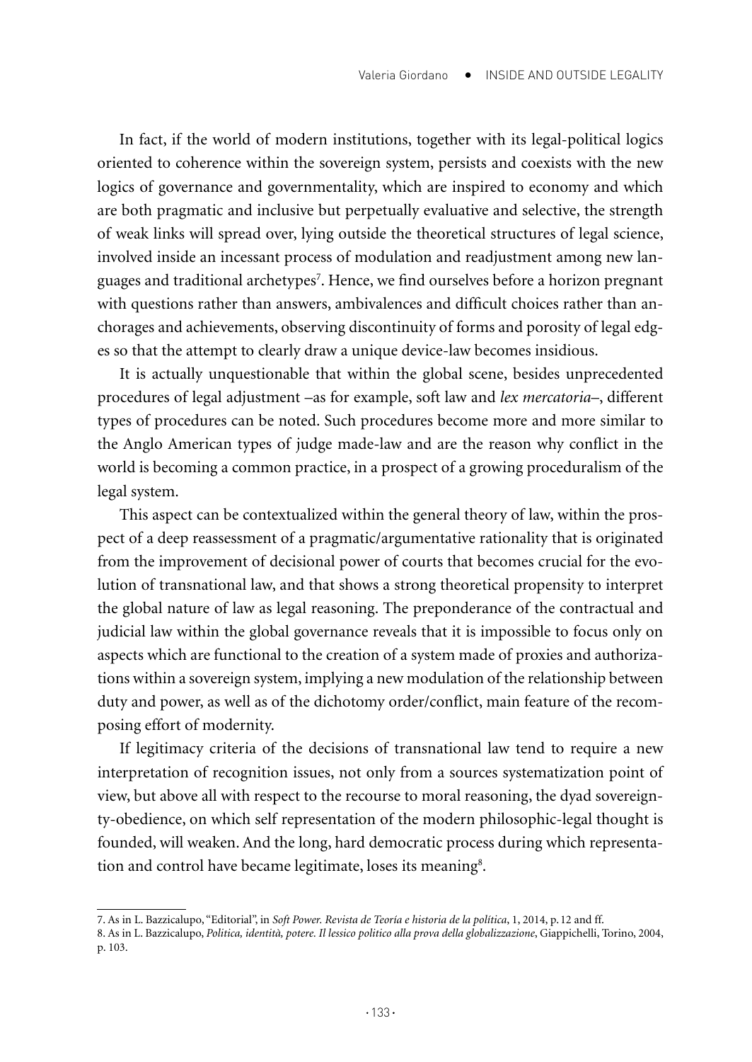In fact, if the world of modern institutions, together with its legal-political logics oriented to coherence within the sovereign system, persists and coexists with the new logics of governance and governmentality, which are inspired to economy and which are both pragmatic and inclusive but perpetually evaluative and selective, the strength of weak links will spread over, lying outside the theoretical structures of legal science, involved inside an incessant process of modulation and readjustment among new languages and traditional archetypes[7]. Hence, we find ourselves before a horizon pregnant with questions rather than answers, ambivalences and difficult choices rather than anchorages and achievements, observing discontinuity of forms and porosity of legal edges so that the attempt to clearly draw a unique device-law becomes insidious.

It is actually unquestionable that within the global scene, besides unprecedented procedures of legal adjustment –as for example, soft law and *lex mercatoria*–, different types of procedures can be noted. Such procedures become more and more similar to the Anglo American types of judge made-law and are the reason why conflict in the world is becoming a common practice, in a prospect of a growing proceduralism of the legal system.

This aspect can be contextualized within the general theory of law, within the prospect of a deep reassessment of a pragmatic/argumentative rationality that is originated from the improvement of decisional power of courts that becomes crucial for the evolution of transnational law, and that shows a strong theoretical propensity to interpret the global nature of law as legal reasoning. The preponderance of the contractual and judicial law within the global governance reveals that it is impossible to focus only on aspects which are functional to the creation of a system made of proxies and authorizations within a sovereign system, implying a new modulation of the relationship between duty and power, as well as of the dichotomy order/conflict, main feature of the recomposing effort of modernity.

If legitimacy criteria of the decisions of transnational law tend to require a new interpretation of recognition issues, not only from a sources systematization point of view, but above all with respect to the recourse to moral reasoning, the dyad sovereignty-obedience, on which self representation of the modern philosophic-legal thought is founded, will weaken. And the long, hard democratic process during which representation and control have became legitimate, loses its meaning[8].

---

7. As in L. Bazzicalupo, "Editorial", in *Soft Power. Revista de Teoría e historia de la política*, 1, 2014, p. 12 and ff.

8. As in L. Bazzicalupo, *Politica, identità, potere. Il lessico politico alla prova della globalizzazione*, Giappichelli, Torino, 2004, p. 103.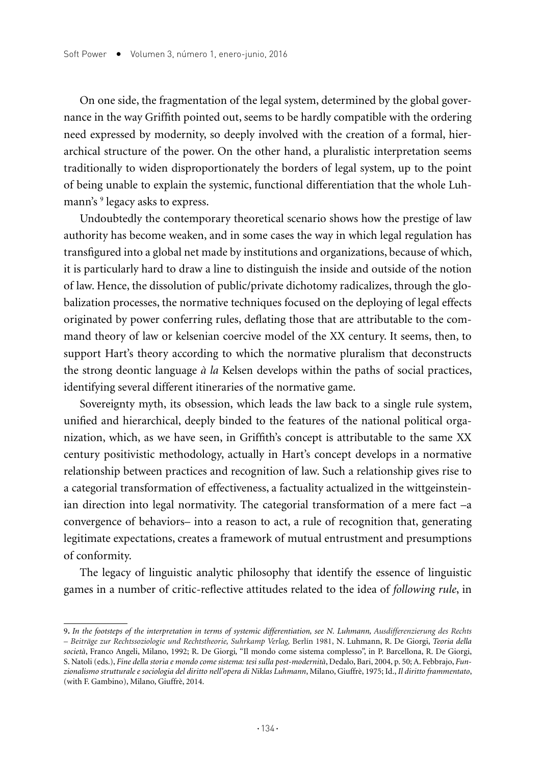On one side, the fragmentation of the legal system, determined by the global governance in the way Griffith pointed out, seems to be hardly compatible with the ordering need expressed by modernity, so deeply involved with the creation of a formal, hierarchical structure of the power. On the other hand, a pluralistic interpretation seems traditionally to widen disproportionately the borders of legal system, up to the point of being unable to explain the systemic, functional differentiation that the whole Luhmann's [9] legacy asks to express.

Undoubtedly the contemporary theoretical scenario shows how the prestige of law authority has become weaken, and in some cases the way in which legal regulation has transfigured into a global net made by institutions and organizations, because of which, it is particularly hard to draw a line to distinguish the inside and outside of the notion of law. Hence, the dissolution of public/private dichotomy radicalizes, through the globalization processes, the normative techniques focused on the deploying of legal effects originated by power conferring rules, deflating those that are attributable to the command theory of law or kelsenian coercive model of the XX century. It seems, then, to support Hart's theory according to which the normative pluralism that deconstructs the strong deontic language *à la* Kelsen develops within the paths of social practices, identifying several different itineraries of the normative game.

Sovereignty myth, its obsession, which leads the law back to a single rule system, unified and hierarchical, deeply binded to the features of the national political organization, which, as we have seen, in Griffith's concept is attributable to the same XX century positivistic methodology, actually in Hart's concept develops in a normative relationship between practices and recognition of law. Such a relationship gives rise to a categorial transformation of effectiveness, a factuality actualized in the wittgensteinian direction into legal normativity. The categorial transformation of a mere fact –a convergence of behaviors– into a reason to act, a rule of recognition that, generating legitimate expectations, creates a framework of mutual entrustment and presumptions of conformity.

The legacy of linguistic analytic philosophy that identify the essence of linguistic games in a number of critic-reflective attitudes related to the idea of *following rule*, in

---

9. *In the footsteps of the interpretation in terms of systemic differentiation, see N. Luhmann, Ausdifferenzierung des Rechts – Beiträge zur Rechtssoziologie und Rechtstheorie, Suhrkamp Verlag,* Berlín 1981, N. Luhmann, R. De Giorgi, *Teoria della società*, Franco Angeli, Milano, 1992; R. De Giorgi, "Il mondo come sistema complesso", in P. Barcellona, R. De Giorgi, S. Natoli (eds.), *Fine della storia e mondo come sistema: tesi sulla post-modernità*, Dedalo, Bari, 2004, p. 50; A. Febbrajo, *Funzionalismo strutturale e sociologia del diritto nell'opera di Niklas Luhmann*, Milano, Giuffrè, 1975; Id., *Il diritto frammentato*, (with F. Gambino), Milano, Giuffrè, 2014.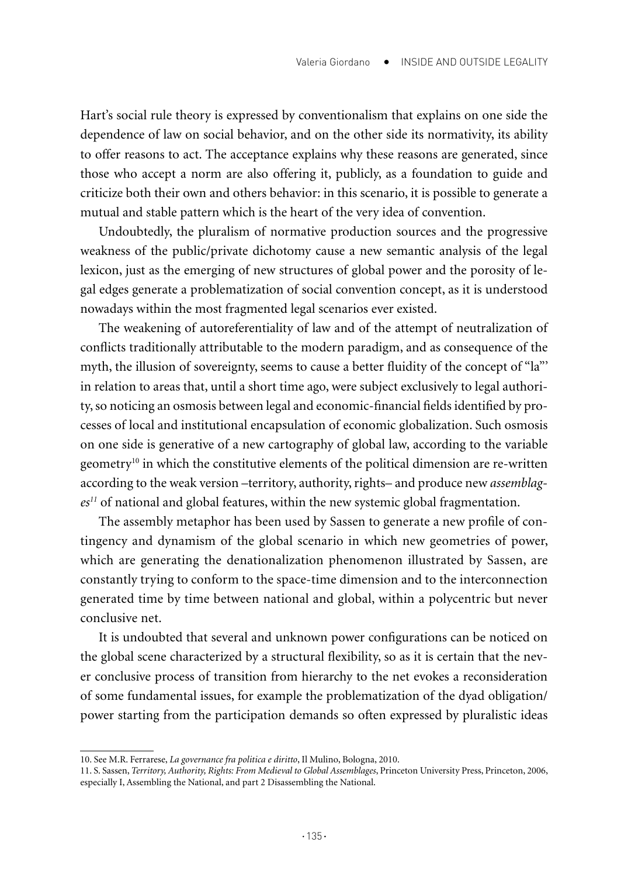Hart's social rule theory is expressed by conventionalism that explains on one side the dependence of law on social behavior, and on the other side its normativity, its ability to offer reasons to act. The acceptance explains why these reasons are generated, since those who accept a norm are also offering it, publicly, as a foundation to guide and criticize both their own and others behavior: in this scenario, it is possible to generate a mutual and stable pattern which is the heart of the very idea of convention.

Undoubtedly, the pluralism of normative production sources and the progressive weakness of the public/private dichotomy cause a new semantic analysis of the legal lexicon, just as the emerging of new structures of global power and the porosity of legal edges generate a problematization of social convention concept, as it is understood nowadays within the most fragmented legal scenarios ever existed.

The weakening of autoreferentiality of law and of the attempt of neutralization of conflicts traditionally attributable to the modern paradigm, and as consequence of the myth, the illusion of sovereignty, seems to cause a better fluidity of the concept of "la"' in relation to areas that, until a short time ago, were subject exclusively to legal authority, so noticing an osmosis between legal and economic-financial fields identified by processes of local and institutional encapsulation of economic globalization. Such osmosis on one side is generative of a new cartography of global law, according to the variable geometry[10] in which the constitutive elements of the political dimension are re-written according to the weak version –territory, authority, rights– and produce new *assemblages*[11] of national and global features, within the new systemic global fragmentation.

The assembly metaphor has been used by Sassen to generate a new profile of contingency and dynamism of the global scenario in which new geometries of power, which are generating the denationalization phenomenon illustrated by Sassen, are constantly trying to conform to the space-time dimension and to the interconnection generated time by time between national and global, within a polycentric but never conclusive net.

It is undoubted that several and unknown power configurations can be noticed on the global scene characterized by a structural flexibility, so as it is certain that the never conclusive process of transition from hierarchy to the net evokes a reconsideration of some fundamental issues, for example the problematization of the dyad obligation/power starting from the participation demands so often expressed by pluralistic ideas

---

10. See M.R. Ferrarese, *La governance fra politica e diritto*, Il Mulino, Bologna, 2010.

11. S. Sassen, *Territory, Authority, Rights: From Medieval to Global Assemblages*, Princeton University Press, Princeton, 2006, especially I, Assembling the National, and part 2 Disassembling the National.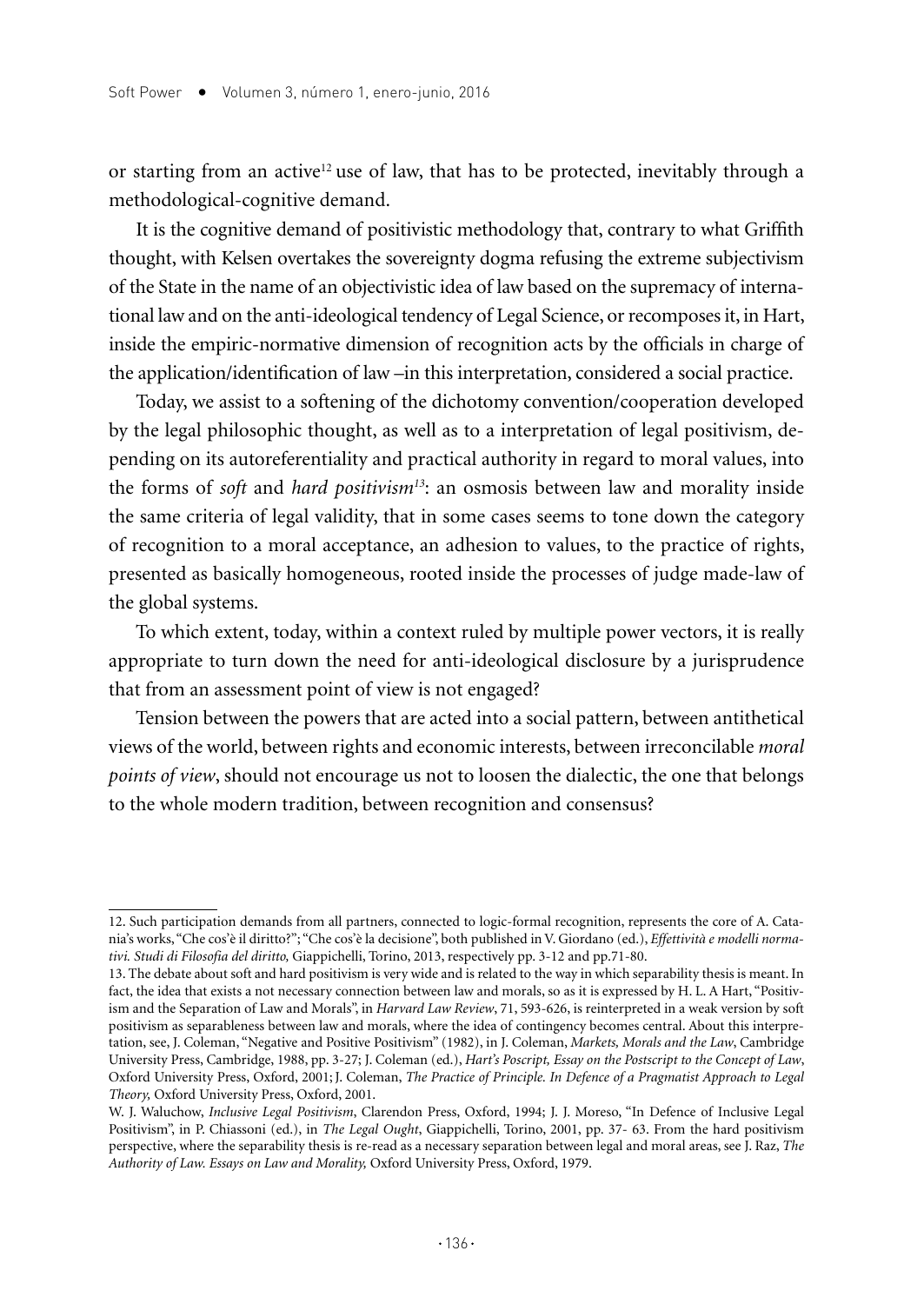or starting from an active[12] use of law, that has to be protected, inevitably through a methodological-cognitive demand.

It is the cognitive demand of positivistic methodology that, contrary to what Griffith thought, with Kelsen overtakes the sovereignty dogma refusing the extreme subjectivism of the State in the name of an objectivistic idea of law based on the supremacy of international law and on the anti-ideological tendency of Legal Science, or recomposes it, in Hart, inside the empiric-normative dimension of recognition acts by the officials in charge of the application/identification of law –in this interpretation, considered a social practice.

Today, we assist to a softening of the dichotomy convention/cooperation developed by the legal philosophic thought, as well as to a interpretation of legal positivism, depending on its autoreferentiality and practical authority in regard to moral values, into the forms of *soft* and *hard positivism*[13]: an osmosis between law and morality inside the same criteria of legal validity, that in some cases seems to tone down the category of recognition to a moral acceptance, an adhesion to values, to the practice of rights, presented as basically homogeneous, rooted inside the processes of judge made-law of the global systems.

To which extent, today, within a context ruled by multiple power vectors, it is really appropriate to turn down the need for anti-ideological disclosure by a jurisprudence that from an assessment point of view is not engaged?

Tension between the powers that are acted into a social pattern, between antithetical views of the world, between rights and economic interests, between irreconcilable *moral points of view*, should not encourage us not to loosen the dialectic, the one that belongs to the whole modern tradition, between recognition and consensus?

---

12. Such participation demands from all partners, connected to logic-formal recognition, represents the core of A. Catania's works, "Che cos'è il diritto?"; "Che cos'è la decisione", both published in V. Giordano (ed.), *Effettività e modelli normativi. Studi di Filosofia del diritto,* Giappichelli, Torino, 2013, respectively pp. 3-12 and pp.71-80.

13. The debate about soft and hard positivism is very wide and is related to the way in which separability thesis is meant. In fact, the idea that exists a not necessary connection between law and morals, so as it is expressed by H. L. A Hart, "Positivism and the Separation of Law and Morals", in *Harvard Law Review*, 71, 593-626, is reinterpreted in a weak version by soft positivism as separableness between law and morals, where the idea of contingency becomes central. About this interpretation, see, J. Coleman, "Negative and Positive Positivism" (1982), in J. Coleman, *Markets, Morals and the Law*, Cambridge University Press, Cambridge, 1988, pp. 3-27; J. Coleman (ed.), *Hart's Poscript, Essay on the Postscript to the Concept of Law*, Oxford University Press, Oxford, 2001; J. Coleman, *The Practice of Principle. In Defence of a Pragmatist Approach to Legal Theory,* Oxford University Press, Oxford, 2001.

W. J. Waluchow, *Inclusive Legal Positivism*, Clarendon Press, Oxford, 1994; J. J. Moreso, "In Defence of Inclusive Legal Positivism", in P. Chiassoni (ed.), in *The Legal Ought*, Giappichelli, Torino, 2001, pp. 37- 63. From the hard positivism perspective, where the separability thesis is re-read as a necessary separation between legal and moral areas, see J. Raz, *The Authority of Law. Essays on Law and Morality,* Oxford University Press, Oxford, 1979.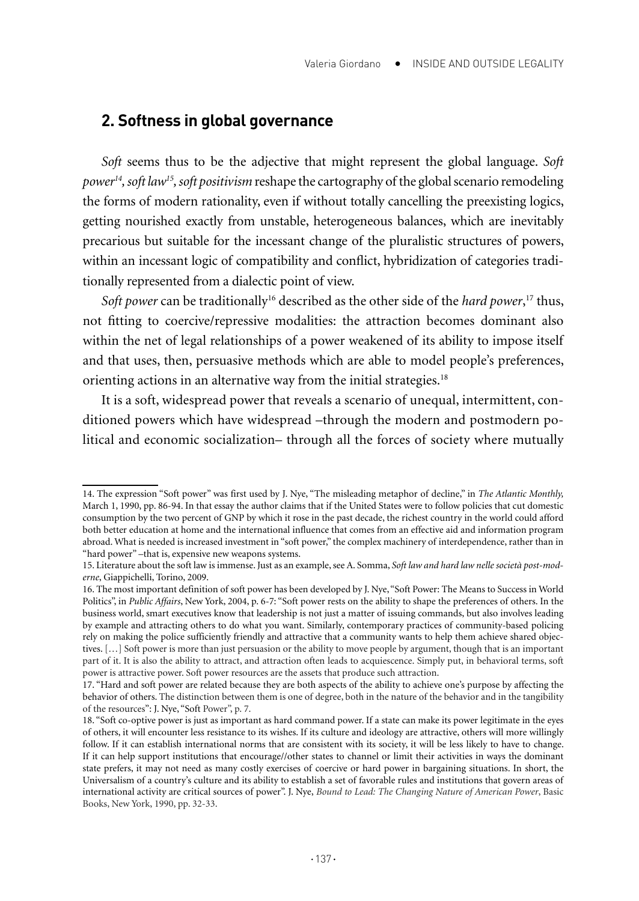## 2. Softness in global governance

*Soft* seems thus to be the adjective that might represent the global language. *Soft power*[14], *soft law*[15], *soft positivism* reshape the cartography of the global scenario remodeling the forms of modern rationality, even if without totally cancelling the preexisting logics, getting nourished exactly from unstable, heterogeneous balances, which are inevitably precarious but suitable for the incessant change of the pluralistic structures of powers, within an incessant logic of compatibility and conflict, hybridization of categories traditionally represented from a dialectic point of view.

*Soft power* can be traditionally[16] described as the other side of the *hard power*,[17] thus, not fitting to coercive/repressive modalities: the attraction becomes dominant also within the net of legal relationships of a power weakened of its ability to impose itself and that uses, then, persuasive methods which are able to model people's preferences, orienting actions in an alternative way from the initial strategies.[18]

It is a soft, widespread power that reveals a scenario of unequal, intermittent, conditioned powers which have widespread –through the modern and postmodern political and economic socialization– through all the forces of society where mutually

---

14. The expression "Soft power" was first used by J. Nye, "The misleading metaphor of decline," in *The Atlantic Monthly*, March 1, 1990, pp. 86-94. In that essay the author claims that if the United States were to follow policies that cut domestic consumption by the two percent of GNP by which it rose in the past decade, the richest country in the world could afford both better education at home and the international influence that comes from an effective aid and information program abroad. What is needed is increased investment in "soft power," the complex machinery of interdependence, rather than in "hard power" –that is, expensive new weapons systems.

15. Literature about the soft law is immense. Just as an example, see A. Somma, *Soft law and hard law nelle società post-moderne*, Giappichelli, Torino, 2009.

16. The most important definition of soft power has been developed by J. Nye, "Soft Power: The Means to Success in World Politics", in *Public Affairs*, New York, 2004, p. 6-7: "Soft power rests on the ability to shape the preferences of others. In the business world, smart executives know that leadership is not just a matter of issuing commands, but also involves leading by example and attracting others to do what you want. Similarly, contemporary practices of community-based policing rely on making the police sufficiently friendly and attractive that a community wants to help them achieve shared objectives. […] Soft power is more than just persuasion or the ability to move people by argument, though that is an important part of it. It is also the ability to attract, and attraction often leads to acquiescence. Simply put, in behavioral terms, soft power is attractive power. Soft power resources are the assets that produce such attraction.

17. "Hard and soft power are related because they are both aspects of the ability to achieve one's purpose by affecting the behavior of others. The distinction between them is one of degree, both in the nature of the behavior and in the tangibility of the resources": J. Nye, "Soft Power", p. 7.

18. "Soft co-optive power is just as important as hard command power. If a state can make its power legitimate in the eyes of others, it will encounter less resistance to its wishes. If its culture and ideology are attractive, others will more willingly follow. If it can establish international norms that are consistent with its society, it will be less likely to have to change. If it can help support institutions that encourage//other states to channel or limit their activities in ways the dominant state prefers, it may not need as many costly exercises of coercive or hard power in bargaining situations. In short, the Universalism of a country's culture and its ability to establish a set of favorable rules and institutions that govern areas of international activity are critical sources of power". J. Nye, *Bound to Lead: The Changing Nature of American Power*, Basic Books, New York, 1990, pp. 32-33.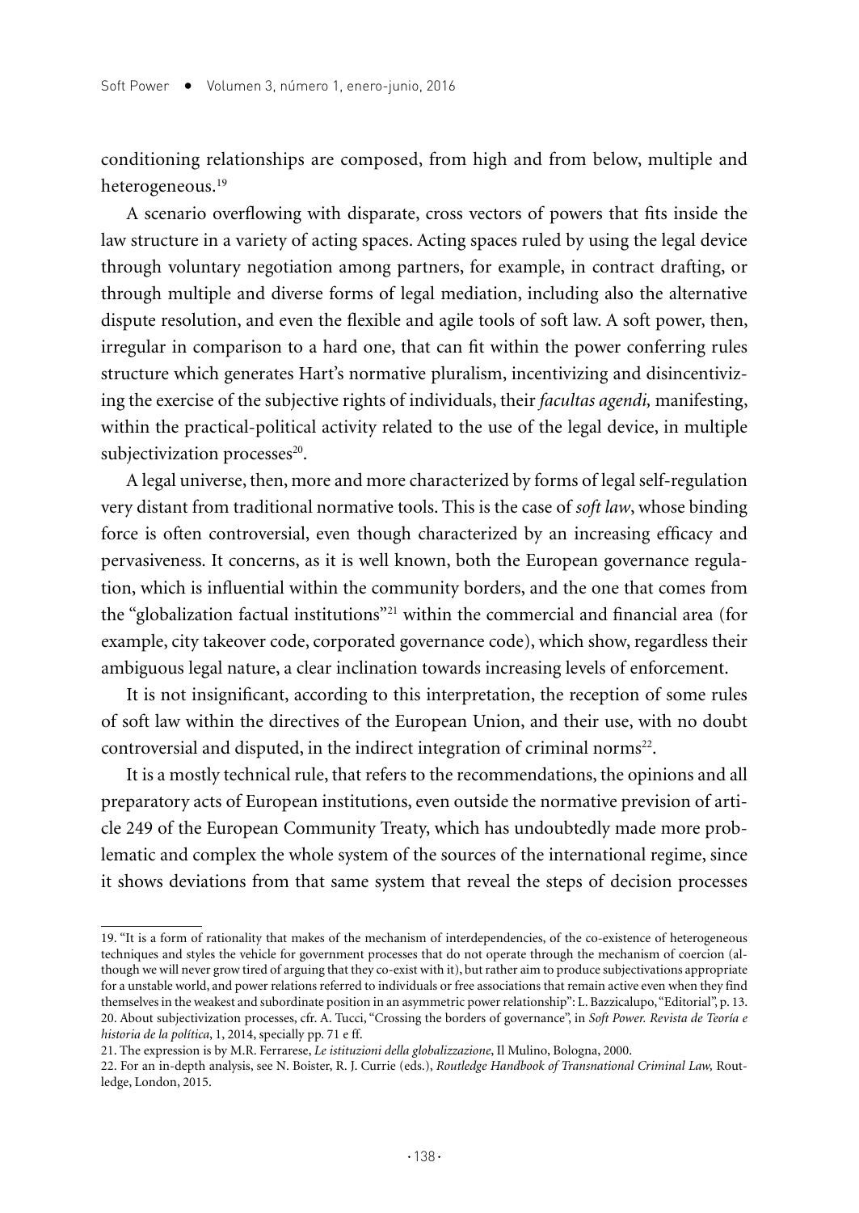conditioning relationships are composed, from high and from below, multiple and heterogeneous.[19]

A scenario overflowing with disparate, cross vectors of powers that fits inside the law structure in a variety of acting spaces. Acting spaces ruled by using the legal device through voluntary negotiation among partners, for example, in contract drafting, or through multiple and diverse forms of legal mediation, including also the alternative dispute resolution, and even the flexible and agile tools of soft law. A soft power, then, irregular in comparison to a hard one, that can fit within the power conferring rules structure which generates Hart's normative pluralism, incentivizing and disincentivizing the exercise of the subjective rights of individuals, their *facultas agendi,* manifesting, within the practical-political activity related to the use of the legal device, in multiple subjectivization processes[20].

A legal universe, then, more and more characterized by forms of legal self-regulation very distant from traditional normative tools. This is the case of *soft law*, whose binding force is often controversial, even though characterized by an increasing efficacy and pervasiveness. It concerns, as it is well known, both the European governance regulation, which is influential within the community borders, and the one that comes from the "globalization factual institutions"[21] within the commercial and financial area (for example, city takeover code, corporated governance code), which show, regardless their ambiguous legal nature, a clear inclination towards increasing levels of enforcement.

It is not insignificant, according to this interpretation, the reception of some rules of soft law within the directives of the European Union, and their use, with no doubt controversial and disputed, in the indirect integration of criminal norms[22].

It is a mostly technical rule, that refers to the recommendations, the opinions and all preparatory acts of European institutions, even outside the normative prevision of article 249 of the European Community Treaty, which has undoubtedly made more problematic and complex the whole system of the sources of the international regime, since it shows deviations from that same system that reveal the steps of decision processes

---

19. "It is a form of rationality that makes of the mechanism of interdependencies, of the co-existence of heterogeneous techniques and styles the vehicle for government processes that do not operate through the mechanism of coercion (although we will never grow tired of arguing that they co-exist with it), but rather aim to produce subjectivations appropriate for a unstable world, and power relations referred to individuals or free associations that remain active even when they find themselves in the weakest and subordinate position in an asymmetric power relationship": L. Bazzicalupo, "Editorial", p. 13.

20. About subjectivization processes, cfr. A. Tucci, "Crossing the borders of governance", in *Soft Power. Revista de Teoría e historia de la política*, 1, 2014, specially pp. 71 e ff.

21. The expression is by M.R. Ferrarese, *Le istituzioni della globalizzazione*, Il Mulino, Bologna, 2000.

22. For an in-depth analysis, see N. Boister, R. J. Currie (eds.), *Routledge Handbook of Transnational Criminal Law,* Routledge, London, 2015.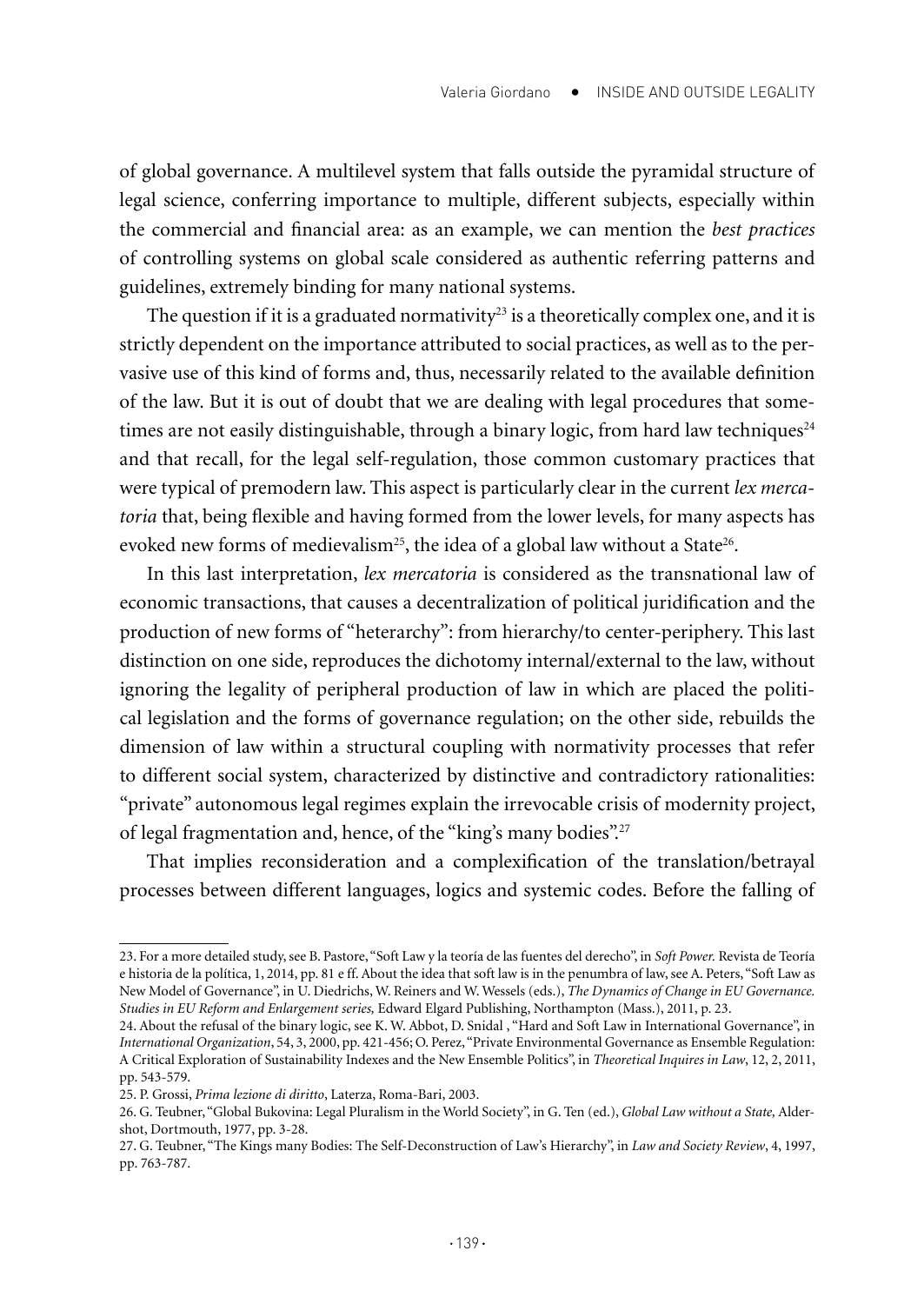of global governance. A multilevel system that falls outside the pyramidal structure of legal science, conferring importance to multiple, different subjects, especially within the commercial and financial area: as an example, we can mention the *best practices* of controlling systems on global scale considered as authentic referring patterns and guidelines, extremely binding for many national systems.

The question if it is a graduated normativity[23] is a theoretically complex one, and it is strictly dependent on the importance attributed to social practices, as well as to the pervasive use of this kind of forms and, thus, necessarily related to the available definition of the law. But it is out of doubt that we are dealing with legal procedures that sometimes are not easily distinguishable, through a binary logic, from hard law techniques[24] and that recall, for the legal self-regulation, those common customary practices that were typical of premodern law. This aspect is particularly clear in the current *lex mercatoria* that, being flexible and having formed from the lower levels, for many aspects has evoked new forms of medievalism[25], the idea of a global law without a State[26].

In this last interpretation, *lex mercatoria* is considered as the transnational law of economic transactions, that causes a decentralization of political juridification and the production of new forms of "heterarchy": from hierarchy/to center-periphery. This last distinction on one side, reproduces the dichotomy internal/external to the law, without ignoring the legality of peripheral production of law in which are placed the political legislation and the forms of governance regulation; on the other side, rebuilds the dimension of law within a structural coupling with normativity processes that refer to different social system, characterized by distinctive and contradictory rationalities: "private" autonomous legal regimes explain the irrevocable crisis of modernity project, of legal fragmentation and, hence, of the "king's many bodies".[27]

That implies reconsideration and a complexification of the translation/betrayal processes between different languages, logics and systemic codes. Before the falling of

---

23. For a more detailed study, see B. Pastore, "Soft Law y la teoría de las fuentes del derecho", in *Soft Power.* Revista de Teoría e historia de la política, 1, 2014, pp. 81 e ff. About the idea that soft law is in the penumbra of law, see A. Peters, "Soft Law as New Model of Governance", in U. Diedrichs, W. Reiners and W. Wessels (eds.), *The Dynamics of Change in EU Governance. Studies in EU Reform and Enlargement series,* Edward Elgard Publishing, Northampton (Mass.), 2011, p. 23.

24. About the refusal of the binary logic, see K. W. Abbot, D. Snidal , "Hard and Soft Law in International Governance", in *International Organization*, 54, 3, 2000, pp. 421-456; O. Perez, "Private Environmental Governance as Ensemble Regulation: A Critical Exploration of Sustainability Indexes and the New Ensemble Politics", in *Theoretical Inquires in Law*, 12, 2, 2011, pp. 543-579.

25. P. Grossi, *Prima lezione di diritto*, Laterza, Roma-Bari, 2003.

26. G. Teubner, "Global Bukovina: Legal Pluralism in the World Society", in G. Ten (ed.), *Global Law without a State,* Aldershot, Dortmouth, 1977, pp. 3-28.

27. G. Teubner, "The Kings many Bodies: The Self-Deconstruction of Law's Hierarchy", in *Law and Society Review*, 4, 1997, pp. 763-787.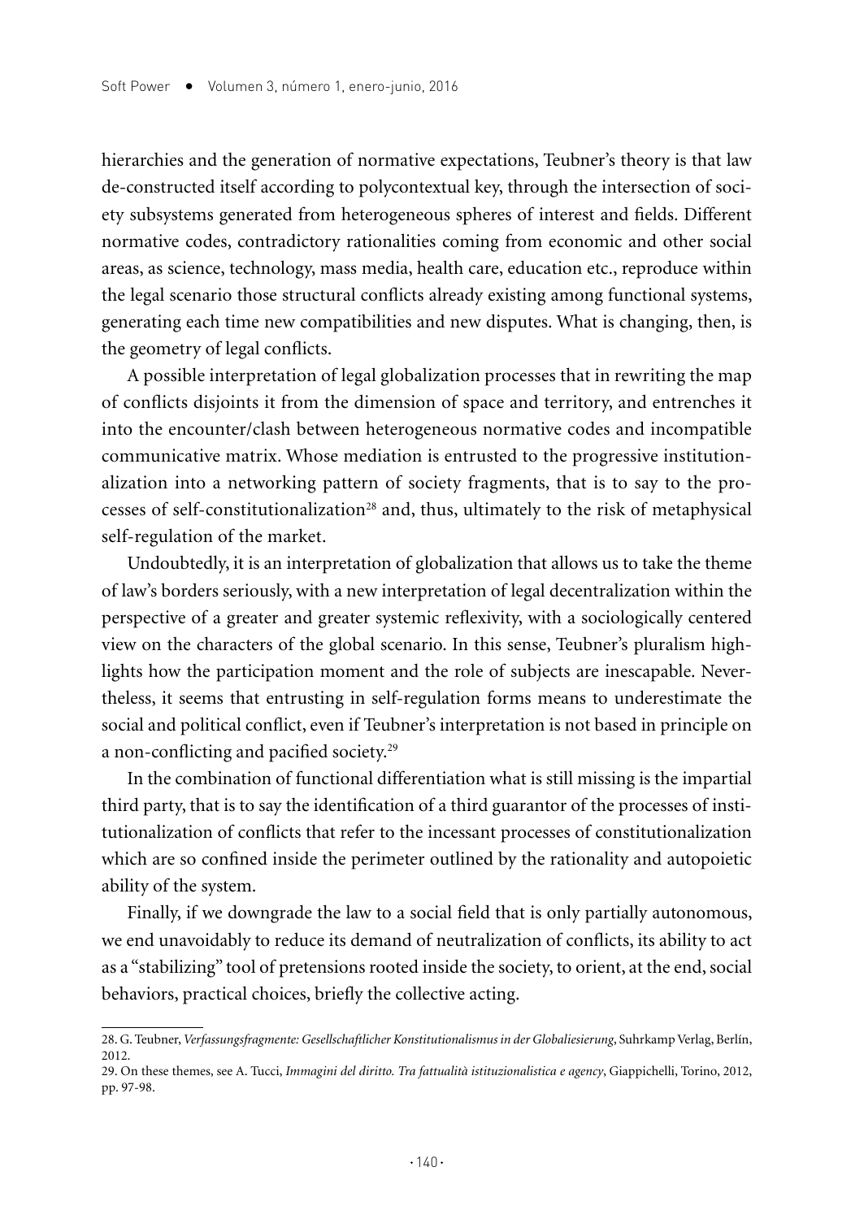hierarchies and the generation of normative expectations, Teubner's theory is that law de-constructed itself according to polycontextual key, through the intersection of society subsystems generated from heterogeneous spheres of interest and fields. Different normative codes, contradictory rationalities coming from economic and other social areas, as science, technology, mass media, health care, education etc., reproduce within the legal scenario those structural conflicts already existing among functional systems, generating each time new compatibilities and new disputes. What is changing, then, is the geometry of legal conflicts.

A possible interpretation of legal globalization processes that in rewriting the map of conflicts disjoints it from the dimension of space and territory, and entrenches it into the encounter/clash between heterogeneous normative codes and incompatible communicative matrix. Whose mediation is entrusted to the progressive institutionalization into a networking pattern of society fragments, that is to say to the processes of self-constitutionalization[28] and, thus, ultimately to the risk of metaphysical self-regulation of the market.

Undoubtedly, it is an interpretation of globalization that allows us to take the theme of law's borders seriously, with a new interpretation of legal decentralization within the perspective of a greater and greater systemic reflexivity, with a sociologically centered view on the characters of the global scenario. In this sense, Teubner's pluralism highlights how the participation moment and the role of subjects are inescapable. Nevertheless, it seems that entrusting in self-regulation forms means to underestimate the social and political conflict, even if Teubner's interpretation is not based in principle on a non-conflicting and pacified society.[29]

In the combination of functional differentiation what is still missing is the impartial third party, that is to say the identification of a third guarantor of the processes of institutionalization of conflicts that refer to the incessant processes of constitutionalization which are so confined inside the perimeter outlined by the rationality and autopoietic ability of the system.

Finally, if we downgrade the law to a social field that is only partially autonomous, we end unavoidably to reduce its demand of neutralization of conflicts, its ability to act as a "stabilizing" tool of pretensions rooted inside the society, to orient, at the end, social behaviors, practical choices, briefly the collective acting.

28. G. Teubner, *Verfassungsfragmente: Gesellschaftlicher Konstitutionalismus in der Globaliesierung*, Suhrkamp Verlag, Berlín, 2012.

29. On these themes, see A. Tucci, *Immagini del diritto. Tra fattualità istituzionalistica e agency*, Giappichelli, Torino, 2012, pp. 97-98.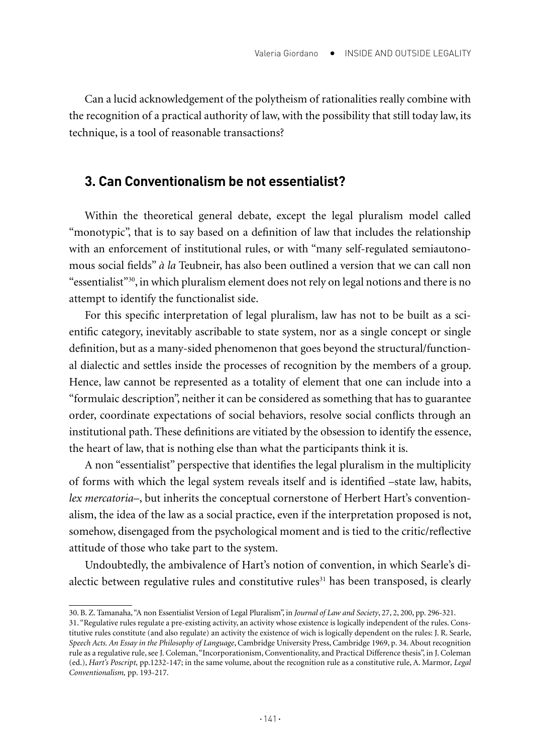Can a lucid acknowledgement of the polytheism of rationalities really combine with the recognition of a practical authority of law, with the possibility that still today law, its technique, is a tool of reasonable transactions?

## 3. Can Conventionalism be not essentialist?

Within the theoretical general debate, except the legal pluralism model called "monotypic", that is to say based on a definition of law that includes the relationship with an enforcement of institutional rules, or with "many self-regulated semiautonomous social fields" *à la* Teubneir, has also been outlined a version that we can call non "essentialist"[30], in which pluralism element does not rely on legal notions and there is no attempt to identify the functionalist side.

For this specific interpretation of legal pluralism, law has not to be built as a scientific category, inevitably ascribable to state system, nor as a single concept or single definition, but as a many-sided phenomenon that goes beyond the structural/functional dialectic and settles inside the processes of recognition by the members of a group. Hence, law cannot be represented as a totality of element that one can include into a "formulaic description", neither it can be considered as something that has to guarantee order, coordinate expectations of social behaviors, resolve social conflicts through an institutional path. These definitions are vitiated by the obsession to identify the essence, the heart of law, that is nothing else than what the participants think it is.

A non "essentialist" perspective that identifies the legal pluralism in the multiplicity of forms with which the legal system reveals itself and is identified –state law, habits, *lex mercatoria*–, but inherits the conceptual cornerstone of Herbert Hart's conventionalism, the idea of the law as a social practice, even if the interpretation proposed is not, somehow, disengaged from the psychological moment and is tied to the critic/reflective attitude of those who take part to the system.

Undoubtedly, the ambivalence of Hart's notion of convention, in which Searle's dialectic between regulative rules and constitutive rules[31] has been transposed, is clearly

---

30. B. Z. Tamanaha, "A non Essentialist Version of Legal Pluralism", in *Journal of Law and Society*, 27, 2, 200, pp. 296-321.

31. "Regulative rules regulate a pre-existing activity, an activity whose existence is logically independent of the rules. Constitutive rules constitute (and also regulate) an activity the existence of wich is logically dependent on the rules: J. R. Searle, *Speech Acts. An Essay in the Philosophy of Language*, Cambridge University Press, Cambridge 1969, p. 34. About recognition rule as a regulative rule, see J. Coleman, "Incorporationism, Conventionality, and Practical Difference thesis", in J. Coleman (ed.), *Hart's Poscript,* pp.1232-147; in the same volume, about the recognition rule as a constitutive rule, A. Marmor*, Legal Conventionalism,* pp. 193-217.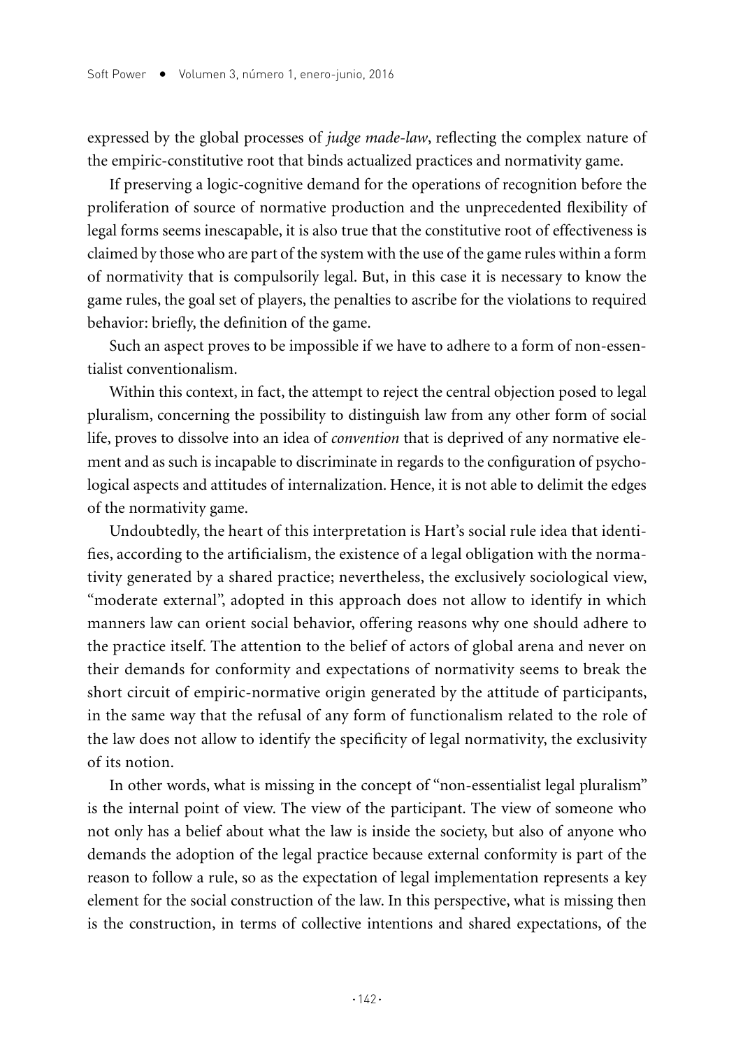expressed by the global processes of *judge made-law*, reflecting the complex nature of the empiric-constitutive root that binds actualized practices and normativity game.

If preserving a logic-cognitive demand for the operations of recognition before the proliferation of source of normative production and the unprecedented flexibility of legal forms seems inescapable, it is also true that the constitutive root of effectiveness is claimed by those who are part of the system with the use of the game rules within a form of normativity that is compulsorily legal. But, in this case it is necessary to know the game rules, the goal set of players, the penalties to ascribe for the violations to required behavior: briefly, the definition of the game.

Such an aspect proves to be impossible if we have to adhere to a form of non-essentialist conventionalism.

Within this context, in fact, the attempt to reject the central objection posed to legal pluralism, concerning the possibility to distinguish law from any other form of social life, proves to dissolve into an idea of *convention* that is deprived of any normative element and as such is incapable to discriminate in regards to the configuration of psychological aspects and attitudes of internalization. Hence, it is not able to delimit the edges of the normativity game.

Undoubtedly, the heart of this interpretation is Hart's social rule idea that identifies, according to the artificialism, the existence of a legal obligation with the normativity generated by a shared practice; nevertheless, the exclusively sociological view, "moderate external", adopted in this approach does not allow to identify in which manners law can orient social behavior, offering reasons why one should adhere to the practice itself. The attention to the belief of actors of global arena and never on their demands for conformity and expectations of normativity seems to break the short circuit of empiric-normative origin generated by the attitude of participants, in the same way that the refusal of any form of functionalism related to the role of the law does not allow to identify the specificity of legal normativity, the exclusivity of its notion.

In other words, what is missing in the concept of "non-essentialist legal pluralism" is the internal point of view. The view of the participant. The view of someone who not only has a belief about what the law is inside the society, but also of anyone who demands the adoption of the legal practice because external conformity is part of the reason to follow a rule, so as the expectation of legal implementation represents a key element for the social construction of the law. In this perspective, what is missing then is the construction, in terms of collective intentions and shared expectations, of the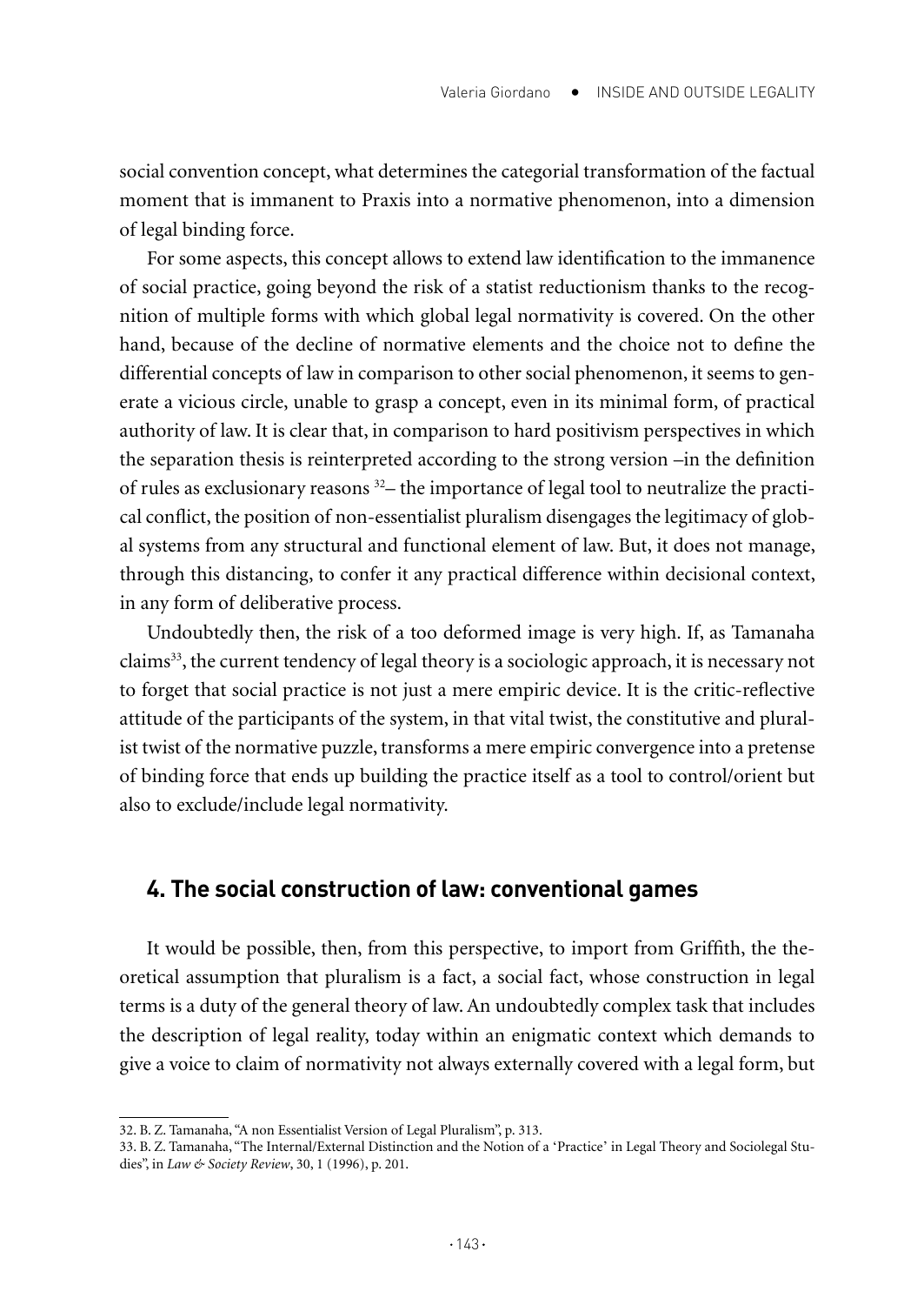social convention concept, what determines the categorial transformation of the factual moment that is immanent to Praxis into a normative phenomenon, into a dimension of legal binding force.

For some aspects, this concept allows to extend law identification to the immanence of social practice, going beyond the risk of a statist reductionism thanks to the recognition of multiple forms with which global legal normativity is covered. On the other hand, because of the decline of normative elements and the choice not to define the differential concepts of law in comparison to other social phenomenon, it seems to generate a vicious circle, unable to grasp a concept, even in its minimal form, of practical authority of law. It is clear that, in comparison to hard positivism perspectives in which the separation thesis is reinterpreted according to the strong version –in the definition of rules as exclusionary reasons [32]– the importance of legal tool to neutralize the practical conflict, the position of non-essentialist pluralism disengages the legitimacy of global systems from any structural and functional element of law. But, it does not manage, through this distancing, to confer it any practical difference within decisional context, in any form of deliberative process.

Undoubtedly then, the risk of a too deformed image is very high. If, as Tamanaha claims[33], the current tendency of legal theory is a sociologic approach, it is necessary not to forget that social practice is not just a mere empiric device. It is the critic-reflective attitude of the participants of the system, in that vital twist, the constitutive and pluralist twist of the normative puzzle, transforms a mere empiric convergence into a pretense of binding force that ends up building the practice itself as a tool to control/orient but also to exclude/include legal normativity.

## 4. The social construction of law: conventional games

It would be possible, then, from this perspective, to import from Griffith, the theoretical assumption that pluralism is a fact, a social fact, whose construction in legal terms is a duty of the general theory of law. An undoubtedly complex task that includes the description of legal reality, today within an enigmatic context which demands to give a voice to claim of normativity not always externally covered with a legal form, but

---

32. B. Z. Tamanaha, "A non Essentialist Version of Legal Pluralism", p. 313.

33. B. Z. Tamanaha, "The Internal/External Distinction and the Notion of a 'Practice' in Legal Theory and Sociolegal Studies", in *Law & Society Review*, 30, 1 (1996), p. 201.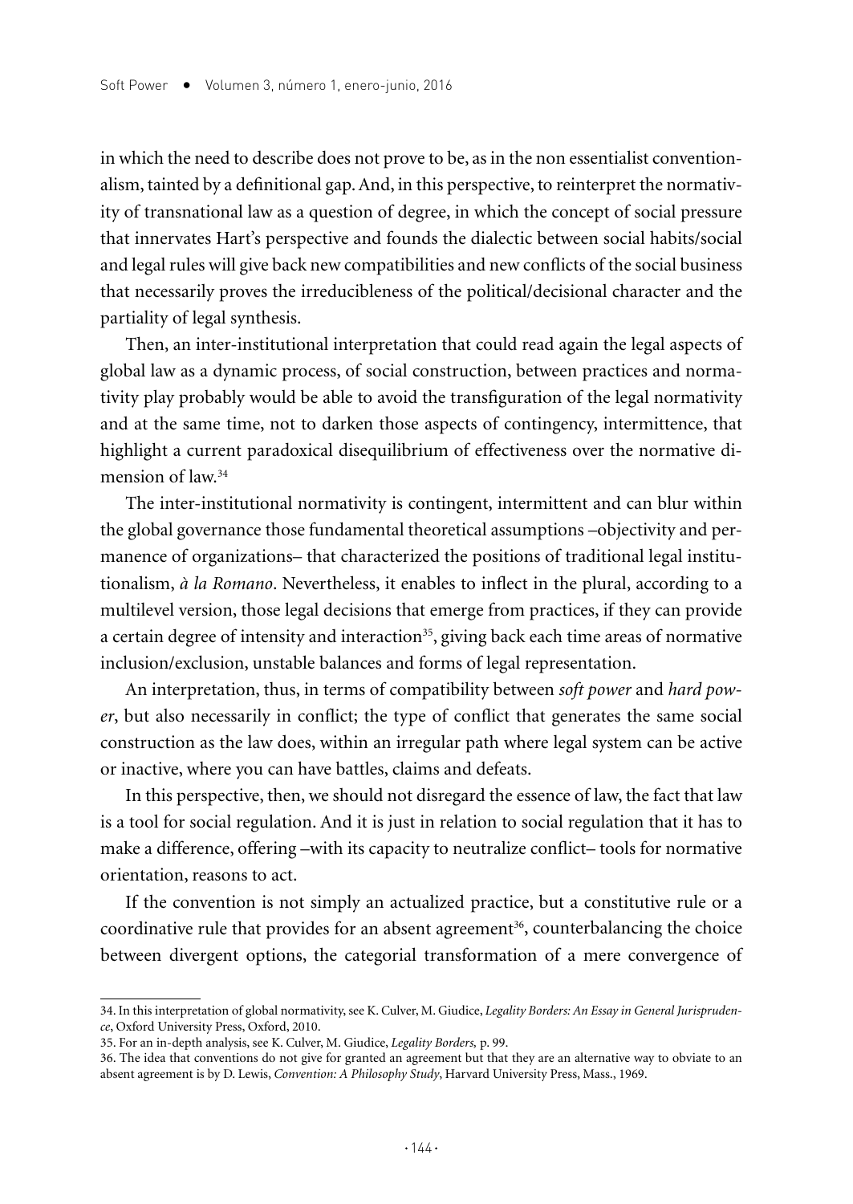in which the need to describe does not prove to be, as in the non essentialist conventionalism, tainted by a definitional gap. And, in this perspective, to reinterpret the normativity of transnational law as a question of degree, in which the concept of social pressure that innervates Hart's perspective and founds the dialectic between social habits/social and legal rules will give back new compatibilities and new conflicts of the social business that necessarily proves the irreducibleness of the political/decisional character and the partiality of legal synthesis.

Then, an inter-institutional interpretation that could read again the legal aspects of global law as a dynamic process, of social construction, between practices and normativity play probably would be able to avoid the transfiguration of the legal normativity and at the same time, not to darken those aspects of contingency, intermittence, that highlight a current paradoxical disequilibrium of effectiveness over the normative dimension of law.[34]

The inter-institutional normativity is contingent, intermittent and can blur within the global governance those fundamental theoretical assumptions –objectivity and permanence of organizations– that characterized the positions of traditional legal institutionalism, *à la Romano*. Nevertheless, it enables to inflect in the plural, according to a multilevel version, those legal decisions that emerge from practices, if they can provide a certain degree of intensity and interaction[35], giving back each time areas of normative inclusion/exclusion, unstable balances and forms of legal representation.

An interpretation, thus, in terms of compatibility between *soft power* and *hard power*, but also necessarily in conflict; the type of conflict that generates the same social construction as the law does, within an irregular path where legal system can be active or inactive, where you can have battles, claims and defeats.

In this perspective, then, we should not disregard the essence of law, the fact that law is a tool for social regulation. And it is just in relation to social regulation that it has to make a difference, offering –with its capacity to neutralize conflict– tools for normative orientation, reasons to act.

If the convention is not simply an actualized practice, but a constitutive rule or a coordinative rule that provides for an absent agreement[36], counterbalancing the choice between divergent options, the categorial transformation of a mere convergence of

---

34. In this interpretation of global normativity, see K. Culver, M. Giudice, *Legality Borders: An Essay in General Jurisprudence*, Oxford University Press, Oxford, 2010.

35. For an in-depth analysis, see K. Culver, M. Giudice, *Legality Borders*, p. 99.

36. The idea that conventions do not give for granted an agreement but that they are an alternative way to obviate to an absent agreement is by D. Lewis, *Convention: A Philosophy Study*, Harvard University Press, Mass., 1969.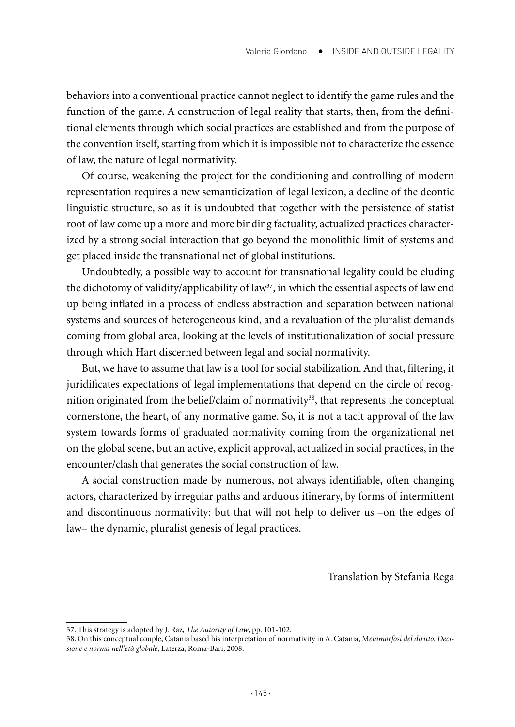behaviors into a conventional practice cannot neglect to identify the game rules and the function of the game. A construction of legal reality that starts, then, from the definitional elements through which social practices are established and from the purpose of the convention itself, starting from which it is impossible not to characterize the essence of law, the nature of legal normativity.

Of course, weakening the project for the conditioning and controlling of modern representation requires a new semanticization of legal lexicon, a decline of the deontic linguistic structure, so as it is undoubted that together with the persistence of statist root of law come up a more and more binding factuality, actualized practices characterized by a strong social interaction that go beyond the monolithic limit of systems and get placed inside the transnational net of global institutions.

Undoubtedly, a possible way to account for transnational legality could be eluding the dichotomy of validity/applicability of law[37], in which the essential aspects of law end up being inflated in a process of endless abstraction and separation between national systems and sources of heterogeneous kind, and a revaluation of the pluralist demands coming from global area, looking at the levels of institutionalization of social pressure through which Hart discerned between legal and social normativity.

But, we have to assume that law is a tool for social stabilization. And that, filtering, it juridificates expectations of legal implementations that depend on the circle of recognition originated from the belief/claim of normativity[38], that represents the conceptual cornerstone, the heart, of any normative game. So, it is not a tacit approval of the law system towards forms of graduated normativity coming from the organizational net on the global scene, but an active, explicit approval, actualized in social practices, in the encounter/clash that generates the social construction of law.

A social construction made by numerous, not always identifiable, often changing actors, characterized by irregular paths and arduous itinerary, by forms of intermittent and discontinuous normativity: but that will not help to deliver us –on the edges of law– the dynamic, pluralist genesis of legal practices.

Translation by Stefania Rega

---

37. This strategy is adopted by J. Raz, *The Autority of Law*, pp. 101-102.

38. On this conceptual couple, Catania based his interpretation of normativity in A. Catania, M*etamorfosi del diritto. Decisione e norma nell'età globale*, Laterza, Roma-Bari, 2008.